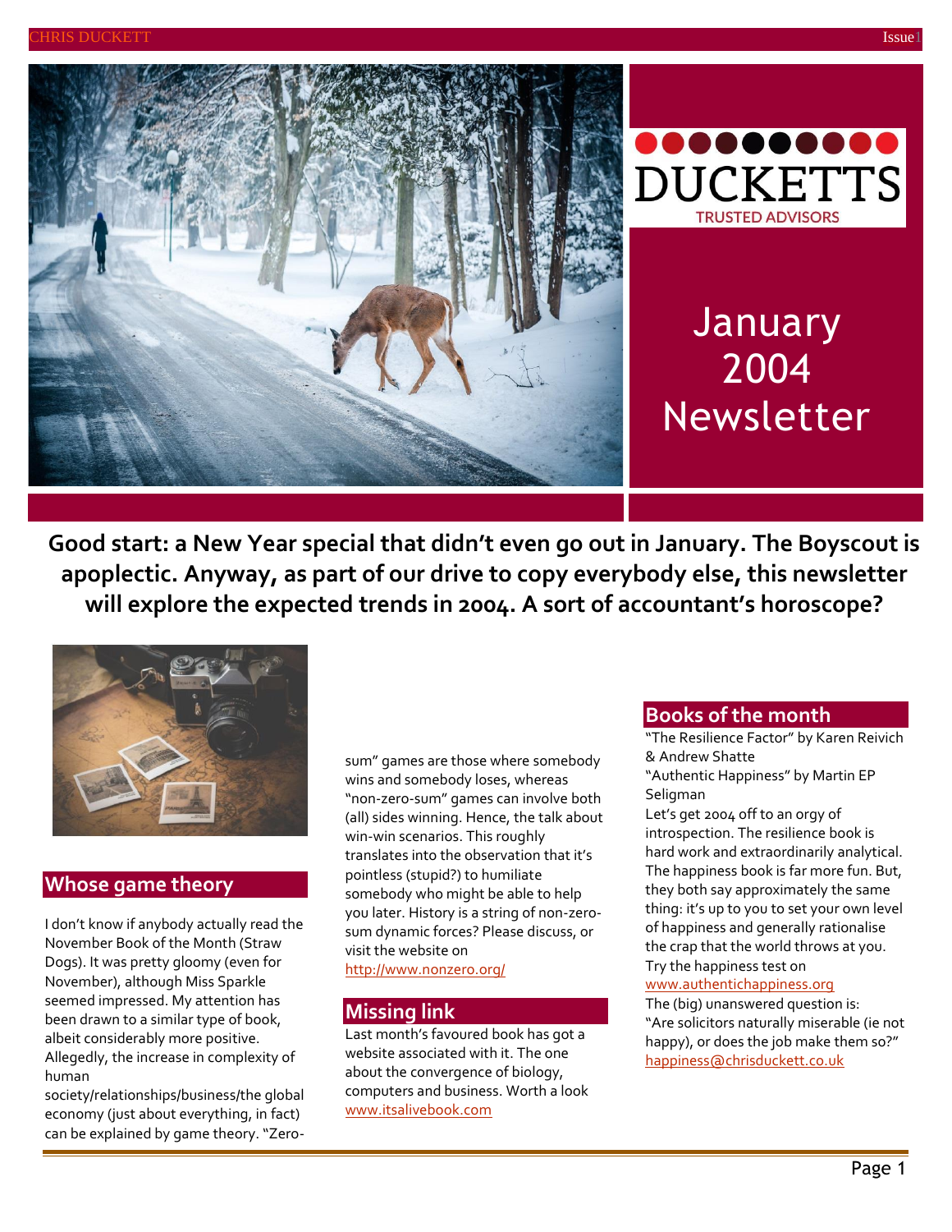DUCKETTS

TRUSTED ADVISORS

# January 2004 Newsletter

**Good start: a New Year special that didn't even go out in January. The Boyscout is apoplectic. Anyway, as part of our drive to copy everybody else, this newsletter will explore the expected trends in 2004. A sort of accountant's horoscope?**

## Whose game theory

I don't know if anybody actually read the November Book of the Month (Straw Dogs). It was pretty gloomy (even for November), although Miss Sparkle seemed impressed. My attention has been drawn to a similar type of book, albeit considerably more positive. Allegedly, the increase in complexity of human society/relationships/business/the global economy (just about everything, in fact) can be explained by game theory. "Zero-sum" games are those where somebody wins and somebody loses, whereas "non-zero-sum" games can involve both (all) sides winning. Hence, the talk about win-win scenarios. This roughly translates into the observation that it's pointless (stupid?) to humiliate somebody who might be able to help you later. History is a string of non-zero-sum dynamic forces? Please discuss, or visit the website on http://www.nonzero.org/

## Missing link

Last month's favoured book has got a website associated with it. The one about the convergence of biology, computers and business. Worth a look www.itsalivebook.com

## Books of the month

"The Resilience Factor" by Karen Reivich & Andrew Shatte

"Authentic Happiness" by Martin EP Seligman

Let's get 2004 off to an orgy of introspection. The resilience book is hard work and extraordinarily analytical. The happiness book is far more fun. But, they both say approximately the same thing: it's up to you to set your own level of happiness and generally rationalise the crap that the world throws at you. Try the happiness test on www.authentichappiness.org

The (big) unanswered question is: "Are solicitors naturally miserable (ie not happy), or does the job make them so?" happiness@chrisduckett.co.uk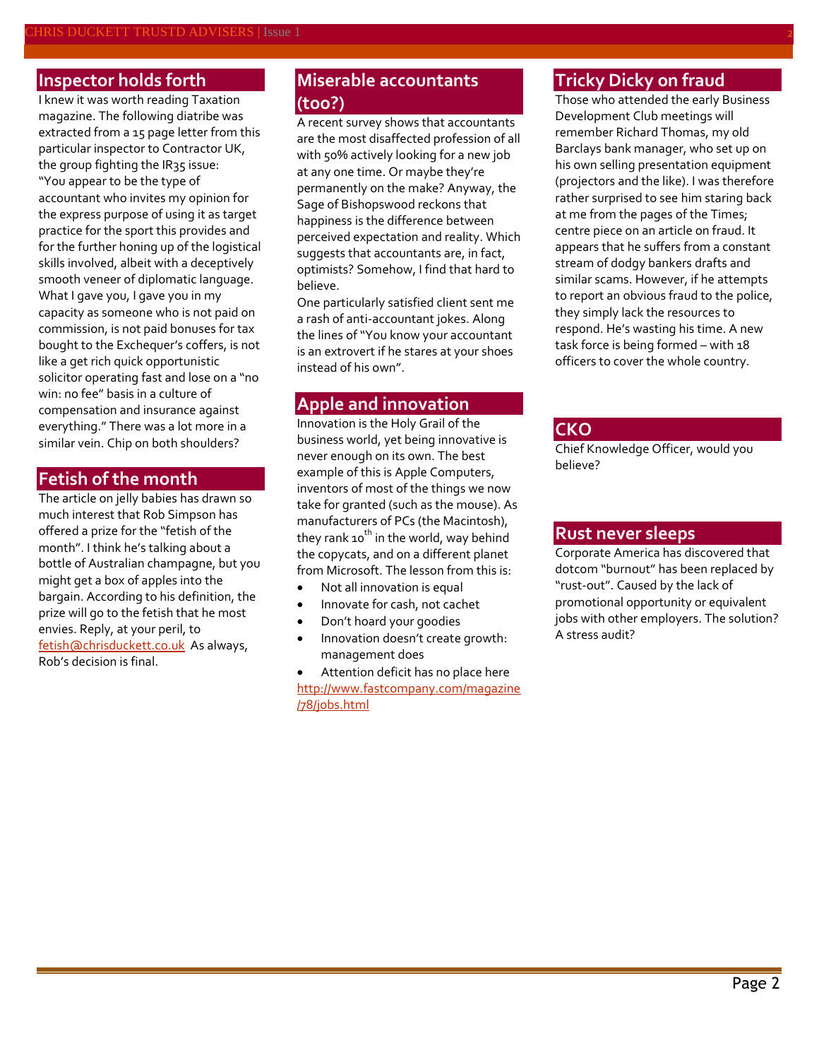## Inspector holds forth

I knew it was worth reading Taxation magazine. The following diatribe was extracted from a 15 page letter from this particular inspector to Contractor UK, the group fighting the IR35 issue: "You appear to be the type of accountant who invites my opinion for the express purpose of using it as target practice for the sport this provides and for the further honing up of the logistical skills involved, albeit with a deceptively smooth veneer of diplomatic language. What I gave you, I gave you in my capacity as someone who is not paid on commission, is not paid bonuses for tax bought to the Exchequer's coffers, is not like a get rich quick opportunistic solicitor operating fast and lose on a "no win: no fee" basis in a culture of compensation and insurance against everything." There was a lot more in a similar vein. Chip on both shoulders?

## Fetish of the month

The article on jelly babies has drawn so much interest that Rob Simpson has offered a prize for the "fetish of the month". I think he's talking about a bottle of Australian champagne, but you might get a box of apples into the bargain. According to his definition, the prize will go to the fetish that he most envies. Reply, at your peril, to fetish@chrisduckett.co.uk As always, Rob's decision is final.

## Miserable accountants (too?)

A recent survey shows that accountants are the most disaffected profession of all with 50% actively looking for a new job at any one time. Or maybe they're permanently on the make? Anyway, the Sage of Bishopswood reckons that happiness is the difference between perceived expectation and reality. Which suggests that accountants are, in fact, optimists? Somehow, I find that hard to believe.

One particularly satisfied client sent me a rash of anti-accountant jokes. Along the lines of "You know your accountant is an extrovert if he stares at your shoes instead of his own".

## Apple and innovation

Innovation is the Holy Grail of the business world, yet being innovative is never enough on its own. The best example of this is Apple Computers, inventors of most of the things we now take for granted (such as the mouse). As manufacturers of PCs (the Macintosh), they rank 10th in the world, way behind the copycats, and on a different planet from Microsoft. The lesson from this is:

- Not all innovation is equal
- Innovate for cash, not cachet
- Don't hoard your goodies
- Innovation doesn't create growth: management does
- Attention deficit has no place here

http://www.fastcompany.com/magazine/78/jobs.html

## Tricky Dicky on fraud

Those who attended the early Business Development Club meetings will remember Richard Thomas, my old Barclays bank manager, who set up on his own selling presentation equipment (projectors and the like). I was therefore rather surprised to see him staring back at me from the pages of the Times; centre piece on an article on fraud. It appears that he suffers from a constant stream of dodgy bankers drafts and similar scams. However, if he attempts to report an obvious fraud to the police, they simply lack the resources to respond. He's wasting his time. A new task force is being formed – with 18 officers to cover the whole country.

## CKO

Chief Knowledge Officer, would you believe?

## Rust never sleeps

Corporate America has discovered that dotcom "burnout" has been replaced by "rust-out". Caused by the lack of promotional opportunity or equivalent jobs with other employers. The solution? A stress audit?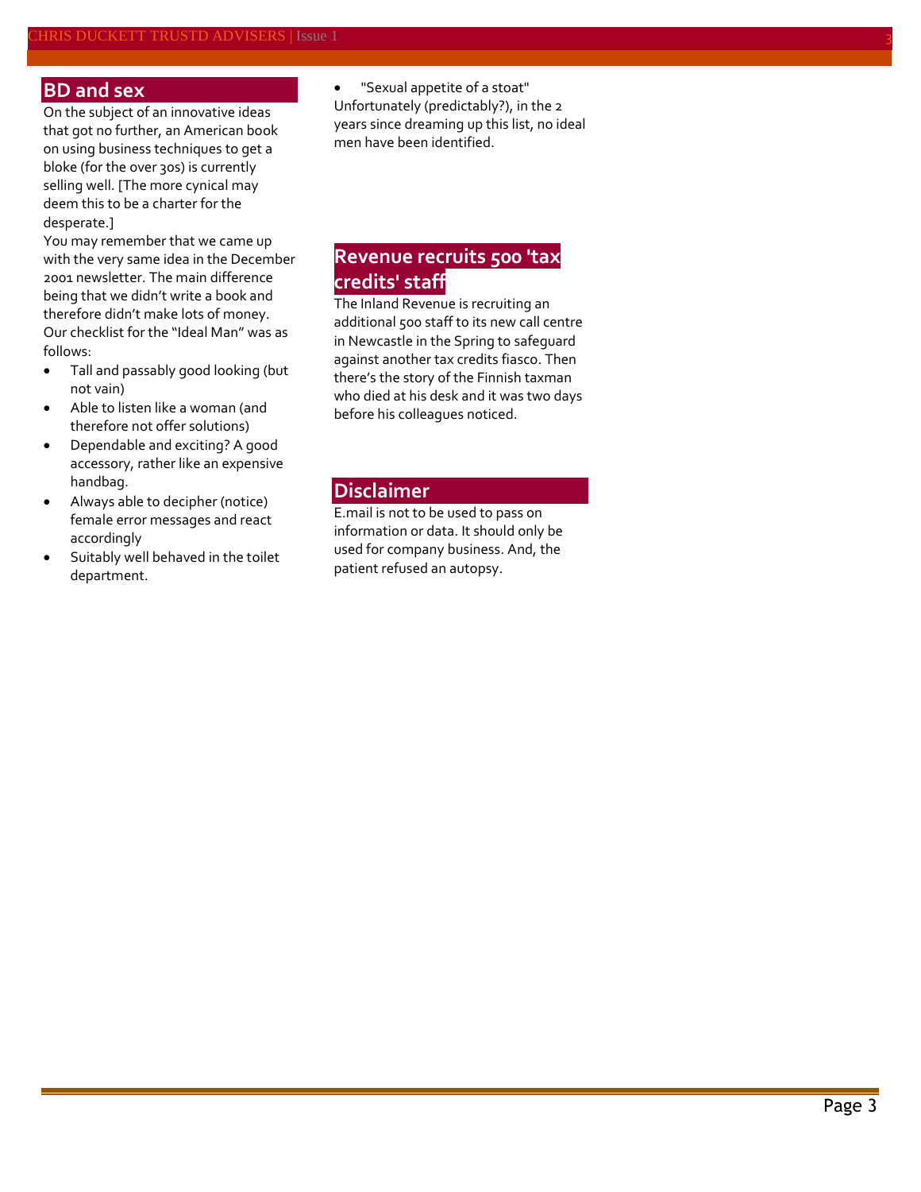## BD and sex

On the subject of an innovative ideas that got no further, an American book on using business techniques to get a bloke (for the over 30s) is currently selling well. [The more cynical may deem this to be a charter for the desperate.]

You may remember that we came up with the very same idea in the December 2001 newsletter. The main difference being that we didn't write a book and therefore didn't make lots of money. Our checklist for the "Ideal Man" was as follows:

- Tall and passably good looking (but not vain)
- Able to listen like a woman (and therefore not offer solutions)
- Dependable and exciting? A good accessory, rather like an expensive handbag.
- Always able to decipher (notice) female error messages and react accordingly
- Suitably well behaved in the toilet department.
- "Sexual appetite of a stoat"

Unfortunately (predictably?), in the 2 years since dreaming up this list, no ideal men have been identified.

## Revenue recruits 500 'tax credits' staff

The Inland Revenue is recruiting an additional 500 staff to its new call centre in Newcastle in the Spring to safeguard against another tax credits fiasco. Then there's the story of the Finnish taxman who died at his desk and it was two days before his colleagues noticed.

## Disclaimer

E.mail is not to be used to pass on information or data. It should only be used for company business. And, the patient refused an autopsy.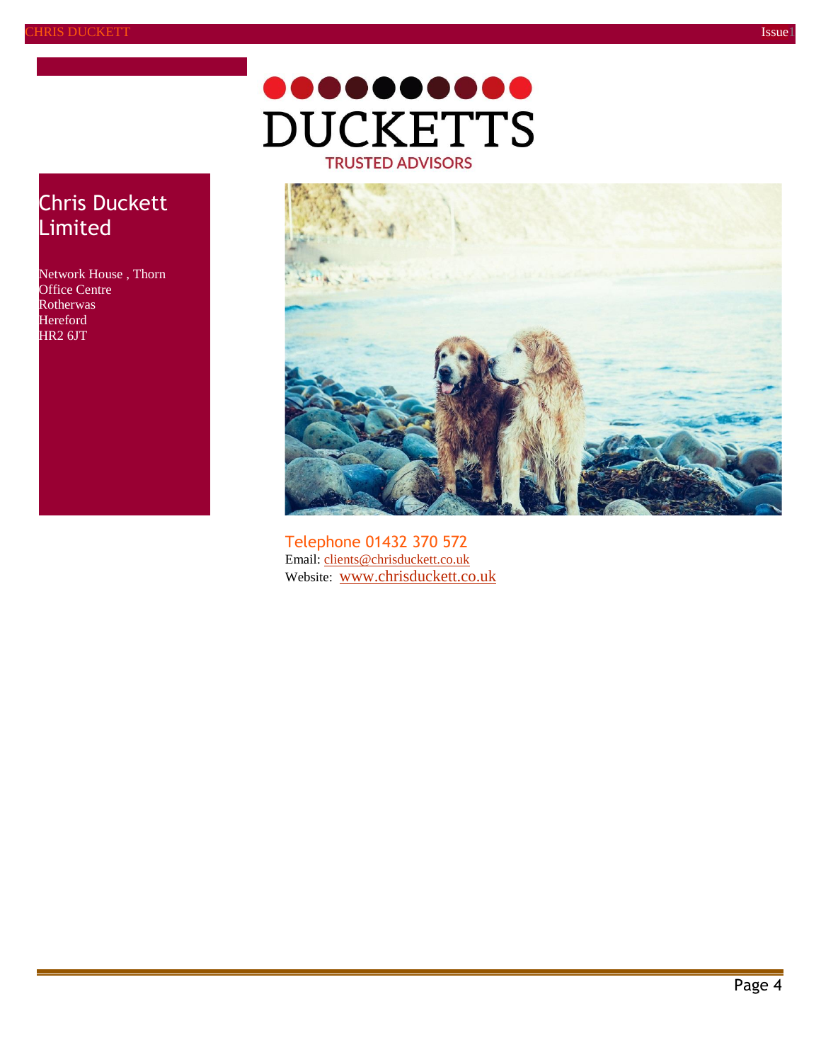DUCKETTS

TRUSTED ADVISORS

## Chris Duckett Limited

Network House , Thorn Office Centre
Rotherwas
Hereford
HR2 6JT

Telephone 01432 370 572

Email: clients@chrisduckett.co.uk

Website: www.chrisduckett.co.uk